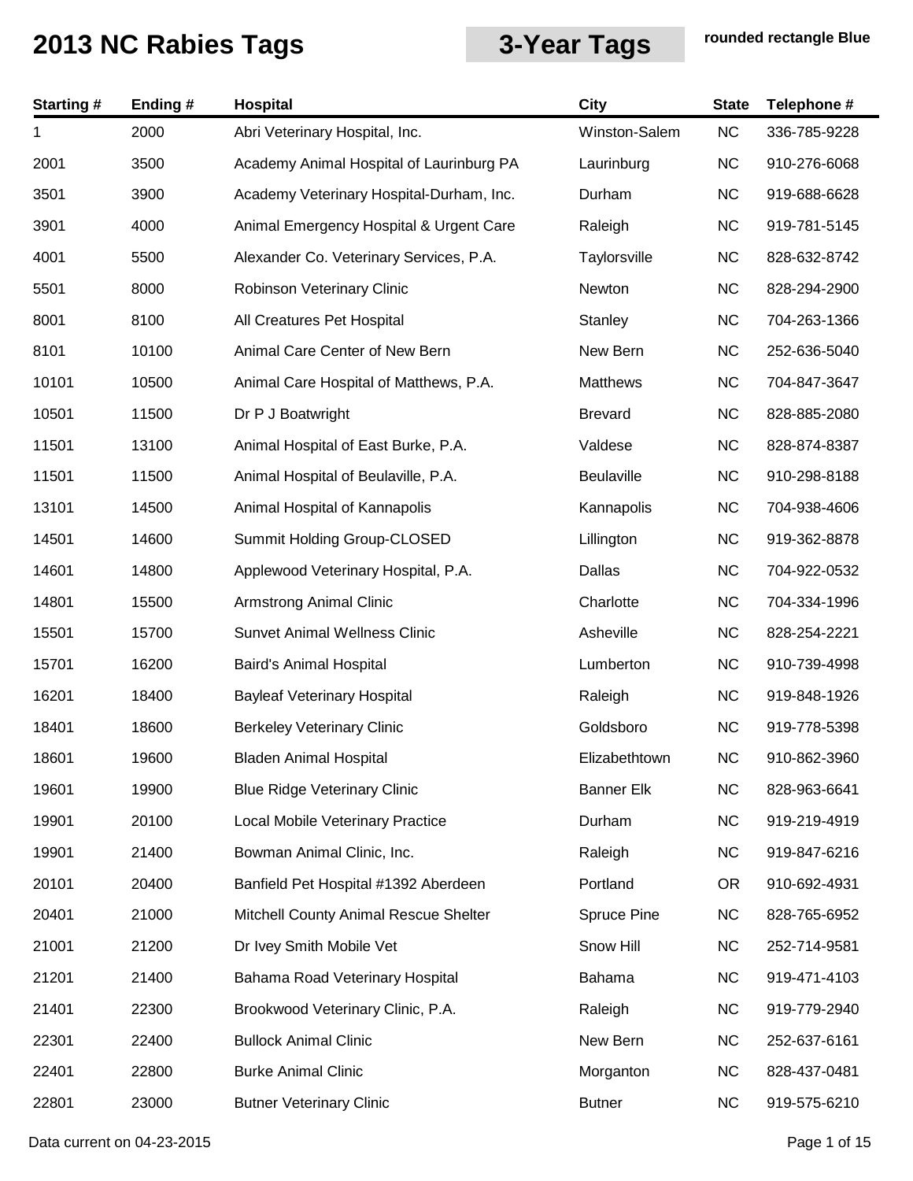# 2013 NC Rabies Tags

## 3-Year Tags

**rounded rectangle Blue**

| Starting # | Ending # | Hospital | City | State | Telephone # |
|---|---|---|---|---|---|
| 1 | 2000 | Abri Veterinary Hospital, Inc. | Winston-Salem | NC | 336-785-9228 |
| 2001 | 3500 | Academy Animal Hospital of Laurinburg PA | Laurinburg | NC | 910-276-6068 |
| 3501 | 3900 | Academy Veterinary Hospital-Durham, Inc. | Durham | NC | 919-688-6628 |
| 3901 | 4000 | Animal Emergency Hospital & Urgent Care | Raleigh | NC | 919-781-5145 |
| 4001 | 5500 | Alexander Co. Veterinary Services, P.A. | Taylorsville | NC | 828-632-8742 |
| 5501 | 8000 | Robinson Veterinary Clinic | Newton | NC | 828-294-2900 |
| 8001 | 8100 | All Creatures Pet Hospital | Stanley | NC | 704-263-1366 |
| 8101 | 10100 | Animal Care Center of New Bern | New Bern | NC | 252-636-5040 |
| 10101 | 10500 | Animal Care Hospital of Matthews, P.A. | Matthews | NC | 704-847-3647 |
| 10501 | 11500 | Dr P J Boatwright | Brevard | NC | 828-885-2080 |
| 11501 | 13100 | Animal Hospital of East Burke, P.A. | Valdese | NC | 828-874-8387 |
| 11501 | 11500 | Animal Hospital of Beulaville, P.A. | Beulaville | NC | 910-298-8188 |
| 13101 | 14500 | Animal Hospital of Kannapolis | Kannapolis | NC | 704-938-4606 |
| 14501 | 14600 | Summit Holding Group-CLOSED | Lillington | NC | 919-362-8878 |
| 14601 | 14800 | Applewood Veterinary Hospital, P.A. | Dallas | NC | 704-922-0532 |
| 14801 | 15500 | Armstrong Animal Clinic | Charlotte | NC | 704-334-1996 |
| 15501 | 15700 | Sunvet Animal Wellness Clinic | Asheville | NC | 828-254-2221 |
| 15701 | 16200 | Baird's Animal Hospital | Lumberton | NC | 910-739-4998 |
| 16201 | 18400 | Bayleaf Veterinary Hospital | Raleigh | NC | 919-848-1926 |
| 18401 | 18600 | Berkeley Veterinary Clinic | Goldsboro | NC | 919-778-5398 |
| 18601 | 19600 | Bladen Animal Hospital | Elizabethtown | NC | 910-862-3960 |
| 19601 | 19900 | Blue Ridge Veterinary Clinic | Banner Elk | NC | 828-963-6641 |
| 19901 | 20100 | Local Mobile Veterinary Practice | Durham | NC | 919-219-4919 |
| 19901 | 21400 | Bowman Animal Clinic, Inc. | Raleigh | NC | 919-847-6216 |
| 20101 | 20400 | Banfield Pet Hospital #1392 Aberdeen | Portland | OR | 910-692-4931 |
| 20401 | 21000 | Mitchell County Animal Rescue Shelter | Spruce Pine | NC | 828-765-6952 |
| 21001 | 21200 | Dr Ivey Smith Mobile Vet | Snow Hill | NC | 252-714-9581 |
| 21201 | 21400 | Bahama Road Veterinary Hospital | Bahama | NC | 919-471-4103 |
| 21401 | 22300 | Brookwood Veterinary Clinic, P.A. | Raleigh | NC | 919-779-2940 |
| 22301 | 22400 | Bullock Animal Clinic | New Bern | NC | 252-637-6161 |
| 22401 | 22800 | Burke Animal Clinic | Morganton | NC | 828-437-0481 |
| 22801 | 23000 | Butner Veterinary Clinic | Butner | NC | 919-575-6210 |

Data current on 04-23-2015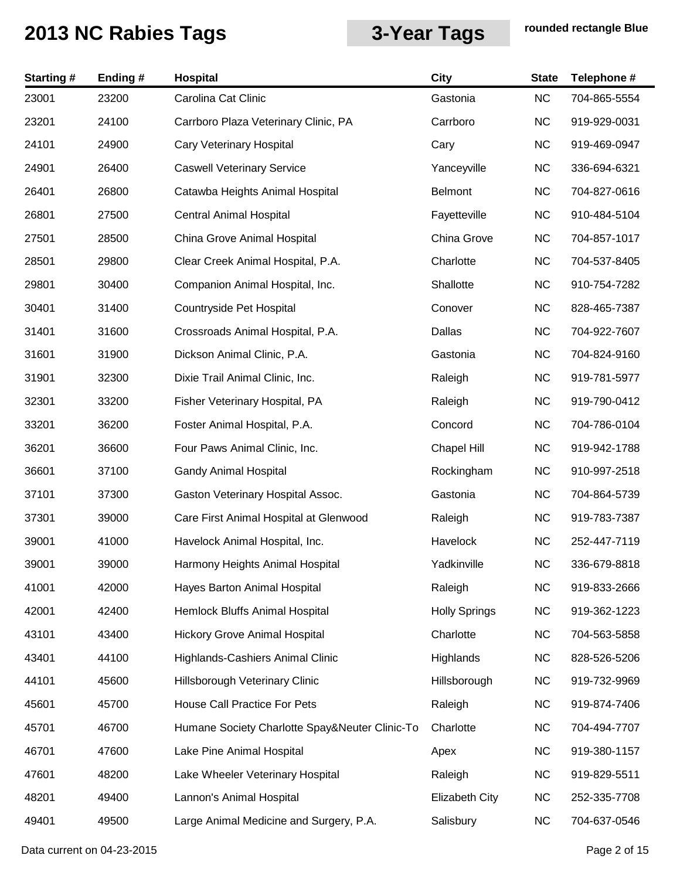# 2013 NC Rabies Tags

## 3-Year Tags

**rounded rectangle Blue**

| Starting # | Ending # | Hospital | City | State | Telephone # |
|---|---|---|---|---|---|
| 23001 | 23200 | Carolina Cat Clinic | Gastonia | NC | 704-865-5554 |
| 23201 | 24100 | Carrboro Plaza Veterinary Clinic, PA | Carrboro | NC | 919-929-0031 |
| 24101 | 24900 | Cary Veterinary Hospital | Cary | NC | 919-469-0947 |
| 24901 | 26400 | Caswell Veterinary Service | Yanceyville | NC | 336-694-6321 |
| 26401 | 26800 | Catawba Heights Animal Hospital | Belmont | NC | 704-827-0616 |
| 26801 | 27500 | Central Animal Hospital | Fayetteville | NC | 910-484-5104 |
| 27501 | 28500 | China Grove Animal Hospital | China Grove | NC | 704-857-1017 |
| 28501 | 29800 | Clear Creek Animal Hospital, P.A. | Charlotte | NC | 704-537-8405 |
| 29801 | 30400 | Companion Animal Hospital, Inc. | Shallotte | NC | 910-754-7282 |
| 30401 | 31400 | Countryside Pet Hospital | Conover | NC | 828-465-7387 |
| 31401 | 31600 | Crossroads Animal Hospital, P.A. | Dallas | NC | 704-922-7607 |
| 31601 | 31900 | Dickson Animal Clinic, P.A. | Gastonia | NC | 704-824-9160 |
| 31901 | 32300 | Dixie Trail Animal Clinic, Inc. | Raleigh | NC | 919-781-5977 |
| 32301 | 33200 | Fisher Veterinary Hospital, PA | Raleigh | NC | 919-790-0412 |
| 33201 | 36200 | Foster Animal Hospital, P.A. | Concord | NC | 704-786-0104 |
| 36201 | 36600 | Four Paws Animal Clinic, Inc. | Chapel Hill | NC | 919-942-1788 |
| 36601 | 37100 | Gandy Animal Hospital | Rockingham | NC | 910-997-2518 |
| 37101 | 37300 | Gaston Veterinary Hospital Assoc. | Gastonia | NC | 704-864-5739 |
| 37301 | 39000 | Care First Animal Hospital at Glenwood | Raleigh | NC | 919-783-7387 |
| 39001 | 41000 | Havelock Animal Hospital, Inc. | Havelock | NC | 252-447-7119 |
| 39001 | 39000 | Harmony Heights Animal Hospital | Yadkinville | NC | 336-679-8818 |
| 41001 | 42000 | Hayes Barton Animal Hospital | Raleigh | NC | 919-833-2666 |
| 42001 | 42400 | Hemlock Bluffs Animal Hospital | Holly Springs | NC | 919-362-1223 |
| 43101 | 43400 | Hickory Grove Animal Hospital | Charlotte | NC | 704-563-5858 |
| 43401 | 44100 | Highlands-Cashiers Animal Clinic | Highlands | NC | 828-526-5206 |
| 44101 | 45600 | Hillsborough Veterinary Clinic | Hillsborough | NC | 919-732-9969 |
| 45601 | 45700 | House Call Practice For Pets | Raleigh | NC | 919-874-7406 |
| 45701 | 46700 | Humane Society Charlotte Spay&Neuter Clinic-To | Charlotte | NC | 704-494-7707 |
| 46701 | 47600 | Lake Pine Animal Hospital | Apex | NC | 919-380-1157 |
| 47601 | 48200 | Lake Wheeler Veterinary Hospital | Raleigh | NC | 919-829-5511 |
| 48201 | 49400 | Lannon's Animal Hospital | Elizabeth City | NC | 252-335-7708 |
| 49401 | 49500 | Large Animal Medicine and Surgery, P.A. | Salisbury | NC | 704-637-0546 |

Data current on 04-23-2015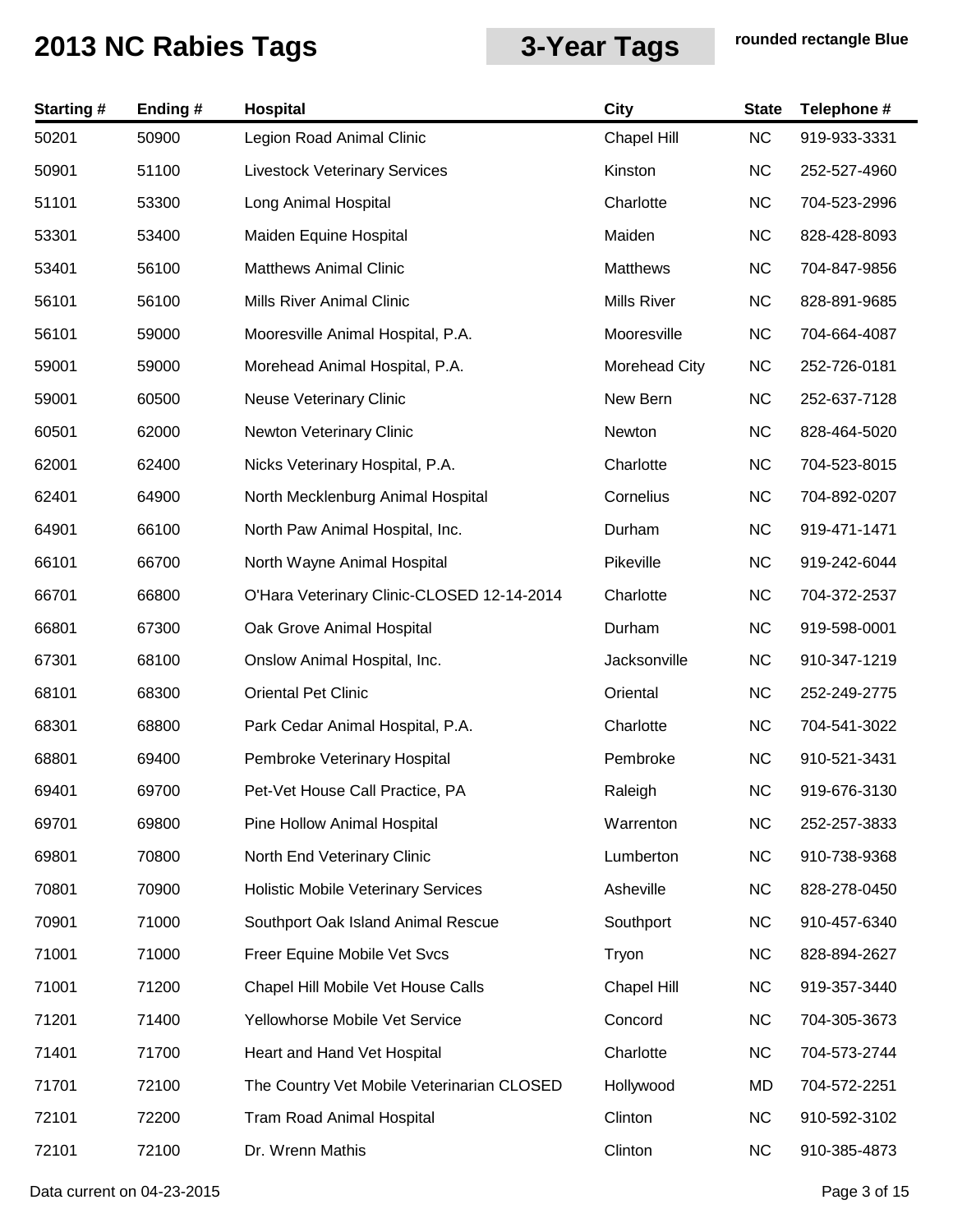# 2013 NC Rabies Tags

**3-Year Tags** | **rounded rectangle Blue**

| Starting # | Ending # | Hospital | City | State | Telephone # |
|---|---|---|---|---|---|
| 50201 | 50900 | Legion Road Animal Clinic | Chapel Hill | NC | 919-933-3331 |
| 50901 | 51100 | Livestock Veterinary Services | Kinston | NC | 252-527-4960 |
| 51101 | 53300 | Long Animal Hospital | Charlotte | NC | 704-523-2996 |
| 53301 | 53400 | Maiden Equine Hospital | Maiden | NC | 828-428-8093 |
| 53401 | 56100 | Matthews Animal Clinic | Matthews | NC | 704-847-9856 |
| 56101 | 56100 | Mills River Animal Clinic | Mills River | NC | 828-891-9685 |
| 56101 | 59000 | Mooresville Animal Hospital, P.A. | Mooresville | NC | 704-664-4087 |
| 59001 | 59000 | Morehead Animal Hospital, P.A. | Morehead City | NC | 252-726-0181 |
| 59001 | 60500 | Neuse Veterinary Clinic | New Bern | NC | 252-637-7128 |
| 60501 | 62000 | Newton Veterinary Clinic | Newton | NC | 828-464-5020 |
| 62001 | 62400 | Nicks Veterinary Hospital, P.A. | Charlotte | NC | 704-523-8015 |
| 62401 | 64900 | North Mecklenburg Animal Hospital | Cornelius | NC | 704-892-0207 |
| 64901 | 66100 | North Paw Animal Hospital, Inc. | Durham | NC | 919-471-1471 |
| 66101 | 66700 | North Wayne Animal Hospital | Pikeville | NC | 919-242-6044 |
| 66701 | 66800 | O'Hara Veterinary Clinic-CLOSED 12-14-2014 | Charlotte | NC | 704-372-2537 |
| 66801 | 67300 | Oak Grove Animal Hospital | Durham | NC | 919-598-0001 |
| 67301 | 68100 | Onslow Animal Hospital, Inc. | Jacksonville | NC | 910-347-1219 |
| 68101 | 68300 | Oriental Pet Clinic | Oriental | NC | 252-249-2775 |
| 68301 | 68800 | Park Cedar Animal Hospital, P.A. | Charlotte | NC | 704-541-3022 |
| 68801 | 69400 | Pembroke Veterinary Hospital | Pembroke | NC | 910-521-3431 |
| 69401 | 69700 | Pet-Vet House Call Practice, PA | Raleigh | NC | 919-676-3130 |
| 69701 | 69800 | Pine Hollow Animal Hospital | Warrenton | NC | 252-257-3833 |
| 69801 | 70800 | North End Veterinary Clinic | Lumberton | NC | 910-738-9368 |
| 70801 | 70900 | Holistic Mobile Veterinary Services | Asheville | NC | 828-278-0450 |
| 70901 | 71000 | Southport Oak Island Animal Rescue | Southport | NC | 910-457-6340 |
| 71001 | 71000 | Freer Equine Mobile Vet Svcs | Tryon | NC | 828-894-2627 |
| 71001 | 71200 | Chapel Hill Mobile Vet House Calls | Chapel Hill | NC | 919-357-3440 |
| 71201 | 71400 | Yellowhorse Mobile Vet Service | Concord | NC | 704-305-3673 |
| 71401 | 71700 | Heart and Hand Vet Hospital | Charlotte | NC | 704-573-2744 |
| 71701 | 72100 | The Country Vet Mobile Veterinarian CLOSED | Hollywood | MD | 704-572-2251 |
| 72101 | 72200 | Tram Road Animal Hospital | Clinton | NC | 910-592-3102 |
| 72101 | 72100 | Dr. Wrenn Mathis | Clinton | NC | 910-385-4873 |

Data current on 04-23-2015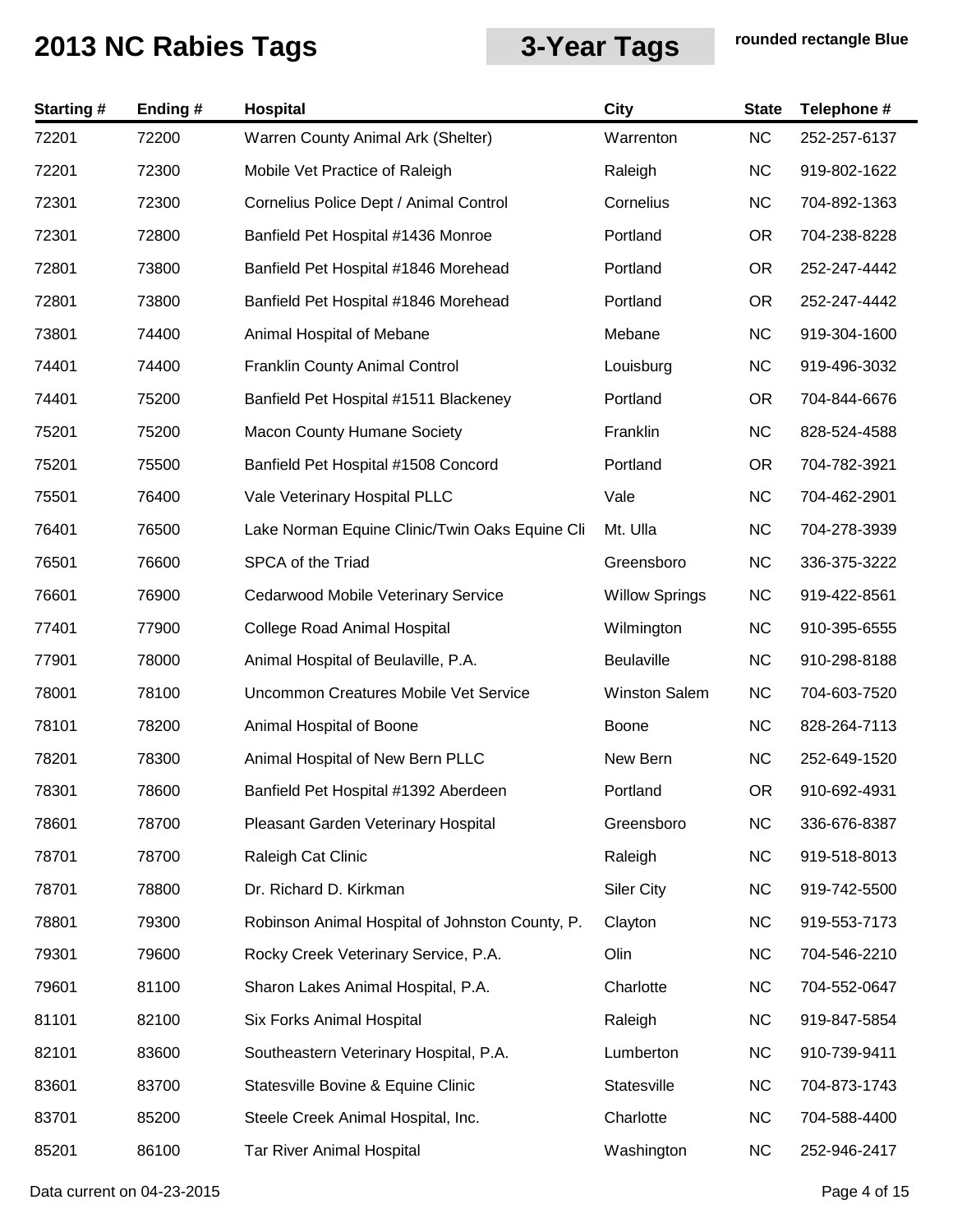# 2013 NC Rabies Tags

## 3-Year Tags

**rounded rectangle Blue**

| Starting # | Ending # | Hospital | City | State | Telephone # |
|---|---|---|---|---|---|
| 72201 | 72200 | Warren County Animal Ark (Shelter) | Warrenton | NC | 252-257-6137 |
| 72201 | 72300 | Mobile Vet Practice of Raleigh | Raleigh | NC | 919-802-1622 |
| 72301 | 72300 | Cornelius Police Dept / Animal Control | Cornelius | NC | 704-892-1363 |
| 72301 | 72800 | Banfield Pet Hospital #1436 Monroe | Portland | OR | 704-238-8228 |
| 72801 | 73800 | Banfield Pet Hospital #1846 Morehead | Portland | OR | 252-247-4442 |
| 72801 | 73800 | Banfield Pet Hospital #1846 Morehead | Portland | OR | 252-247-4442 |
| 73801 | 74400 | Animal Hospital of Mebane | Mebane | NC | 919-304-1600 |
| 74401 | 74400 | Franklin County Animal Control | Louisburg | NC | 919-496-3032 |
| 74401 | 75200 | Banfield Pet Hospital #1511 Blackeney | Portland | OR | 704-844-6676 |
| 75201 | 75200 | Macon County Humane Society | Franklin | NC | 828-524-4588 |
| 75201 | 75500 | Banfield Pet Hospital #1508 Concord | Portland | OR | 704-782-3921 |
| 75501 | 76400 | Vale Veterinary Hospital PLLC | Vale | NC | 704-462-2901 |
| 76401 | 76500 | Lake Norman Equine Clinic/Twin Oaks Equine Cli | Mt. Ulla | NC | 704-278-3939 |
| 76501 | 76600 | SPCA of the Triad | Greensboro | NC | 336-375-3222 |
| 76601 | 76900 | Cedarwood Mobile Veterinary Service | Willow Springs | NC | 919-422-8561 |
| 77401 | 77900 | College Road Animal Hospital | Wilmington | NC | 910-395-6555 |
| 77901 | 78000 | Animal Hospital of Beulaville, P.A. | Beulaville | NC | 910-298-8188 |
| 78001 | 78100 | Uncommon Creatures Mobile Vet Service | Winston Salem | NC | 704-603-7520 |
| 78101 | 78200 | Animal Hospital of Boone | Boone | NC | 828-264-7113 |
| 78201 | 78300 | Animal Hospital of New Bern PLLC | New Bern | NC | 252-649-1520 |
| 78301 | 78600 | Banfield Pet Hospital #1392 Aberdeen | Portland | OR | 910-692-4931 |
| 78601 | 78700 | Pleasant Garden Veterinary Hospital | Greensboro | NC | 336-676-8387 |
| 78701 | 78700 | Raleigh Cat Clinic | Raleigh | NC | 919-518-8013 |
| 78701 | 78800 | Dr. Richard D. Kirkman | Siler City | NC | 919-742-5500 |
| 78801 | 79300 | Robinson Animal Hospital of Johnston County, P. | Clayton | NC | 919-553-7173 |
| 79301 | 79600 | Rocky Creek Veterinary Service, P.A. | Olin | NC | 704-546-2210 |
| 79601 | 81100 | Sharon Lakes Animal Hospital, P.A. | Charlotte | NC | 704-552-0647 |
| 81101 | 82100 | Six Forks Animal Hospital | Raleigh | NC | 919-847-5854 |
| 82101 | 83600 | Southeastern Veterinary Hospital, P.A. | Lumberton | NC | 910-739-9411 |
| 83601 | 83700 | Statesville Bovine & Equine Clinic | Statesville | NC | 704-873-1743 |
| 83701 | 85200 | Steele Creek Animal Hospital, Inc. | Charlotte | NC | 704-588-4400 |
| 85201 | 86100 | Tar River Animal Hospital | Washington | NC | 252-946-2417 |

Data current on 04-23-2015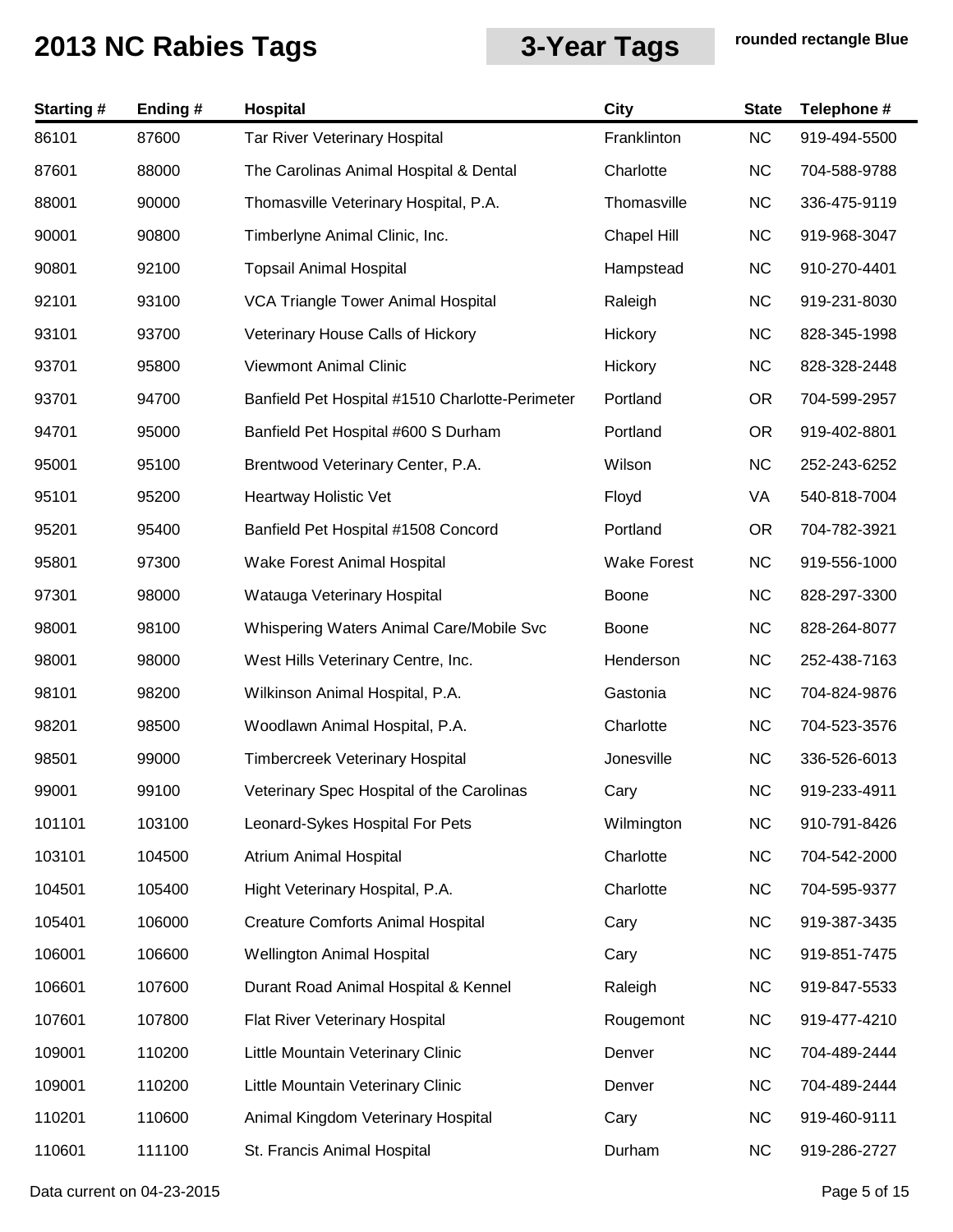# 2013 NC Rabies Tags

## 3-Year Tags

**rounded rectangle Blue**

| Starting # | Ending # | Hospital | City | State | Telephone # |
|---|---|---|---|---|---|
| 86101 | 87600 | Tar River Veterinary Hospital | Franklinton | NC | 919-494-5500 |
| 87601 | 88000 | The Carolinas Animal Hospital & Dental | Charlotte | NC | 704-588-9788 |
| 88001 | 90000 | Thomasville Veterinary Hospital, P.A. | Thomasville | NC | 336-475-9119 |
| 90001 | 90800 | Timberlyne Animal Clinic, Inc. | Chapel Hill | NC | 919-968-3047 |
| 90801 | 92100 | Topsail Animal Hospital | Hampstead | NC | 910-270-4401 |
| 92101 | 93100 | VCA Triangle Tower Animal Hospital | Raleigh | NC | 919-231-8030 |
| 93101 | 93700 | Veterinary House Calls of Hickory | Hickory | NC | 828-345-1998 |
| 93701 | 95800 | Viewmont Animal Clinic | Hickory | NC | 828-328-2448 |
| 93701 | 94700 | Banfield Pet Hospital #1510 Charlotte-Perimeter | Portland | OR | 704-599-2957 |
| 94701 | 95000 | Banfield Pet Hospital #600 S Durham | Portland | OR | 919-402-8801 |
| 95001 | 95100 | Brentwood Veterinary Center, P.A. | Wilson | NC | 252-243-6252 |
| 95101 | 95200 | Heartway Holistic Vet | Floyd | VA | 540-818-7004 |
| 95201 | 95400 | Banfield Pet Hospital #1508 Concord | Portland | OR | 704-782-3921 |
| 95801 | 97300 | Wake Forest Animal Hospital | Wake Forest | NC | 919-556-1000 |
| 97301 | 98000 | Watauga Veterinary Hospital | Boone | NC | 828-297-3300 |
| 98001 | 98100 | Whispering Waters Animal Care/Mobile Svc | Boone | NC | 828-264-8077 |
| 98001 | 98000 | West Hills Veterinary Centre, Inc. | Henderson | NC | 252-438-7163 |
| 98101 | 98200 | Wilkinson Animal Hospital, P.A. | Gastonia | NC | 704-824-9876 |
| 98201 | 98500 | Woodlawn Animal Hospital, P.A. | Charlotte | NC | 704-523-3576 |
| 98501 | 99000 | Timbercreek Veterinary Hospital | Jonesville | NC | 336-526-6013 |
| 99001 | 99100 | Veterinary Spec Hospital of the Carolinas | Cary | NC | 919-233-4911 |
| 101101 | 103100 | Leonard-Sykes Hospital For Pets | Wilmington | NC | 910-791-8426 |
| 103101 | 104500 | Atrium Animal Hospital | Charlotte | NC | 704-542-2000 |
| 104501 | 105400 | Hight Veterinary Hospital, P.A. | Charlotte | NC | 704-595-9377 |
| 105401 | 106000 | Creature Comforts Animal Hospital | Cary | NC | 919-387-3435 |
| 106001 | 106600 | Wellington Animal Hospital | Cary | NC | 919-851-7475 |
| 106601 | 107600 | Durant Road Animal Hospital & Kennel | Raleigh | NC | 919-847-5533 |
| 107601 | 107800 | Flat River Veterinary Hospital | Rougemont | NC | 919-477-4210 |
| 109001 | 110200 | Little Mountain Veterinary Clinic | Denver | NC | 704-489-2444 |
| 109001 | 110200 | Little Mountain Veterinary Clinic | Denver | NC | 704-489-2444 |
| 110201 | 110600 | Animal Kingdom Veterinary Hospital | Cary | NC | 919-460-9111 |
| 110601 | 111100 | St. Francis Animal Hospital | Durham | NC | 919-286-2727 |

Data current on 04-23-2015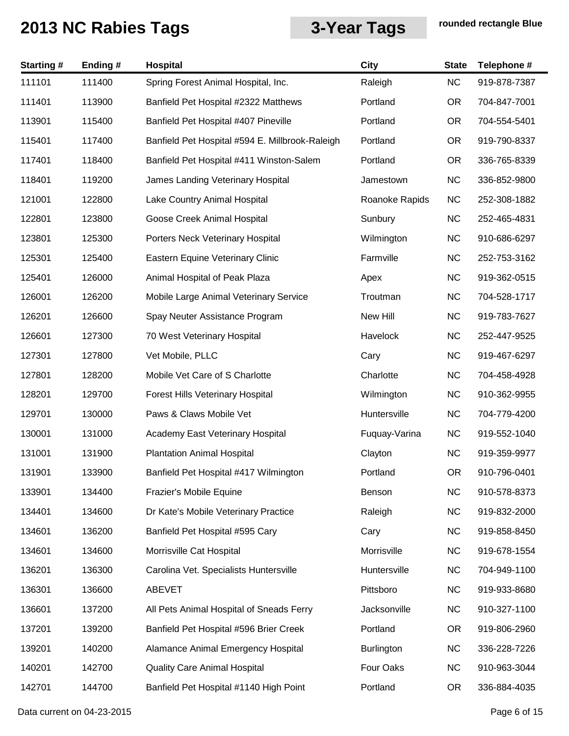# 2013 NC Rabies Tags

## 3-Year Tags

**rounded rectangle Blue**

| Starting # | Ending # | Hospital | City | State | Telephone # |
|---|---|---|---|---|---|
| 111101 | 111400 | Spring Forest Animal Hospital, Inc. | Raleigh | NC | 919-878-7387 |
| 111401 | 113900 | Banfield Pet Hospital #2322 Matthews | Portland | OR | 704-847-7001 |
| 113901 | 115400 | Banfield Pet Hospital #407 Pineville | Portland | OR | 704-554-5401 |
| 115401 | 117400 | Banfield Pet Hospital #594 E. Millbrook-Raleigh | Portland | OR | 919-790-8337 |
| 117401 | 118400 | Banfield Pet Hospital #411 Winston-Salem | Portland | OR | 336-765-8339 |
| 118401 | 119200 | James Landing Veterinary Hospital | Jamestown | NC | 336-852-9800 |
| 121001 | 122800 | Lake Country Animal Hospital | Roanoke Rapids | NC | 252-308-1882 |
| 122801 | 123800 | Goose Creek Animal Hospital | Sunbury | NC | 252-465-4831 |
| 123801 | 125300 | Porters Neck Veterinary Hospital | Wilmington | NC | 910-686-6297 |
| 125301 | 125400 | Eastern Equine Veterinary Clinic | Farmville | NC | 252-753-3162 |
| 125401 | 126000 | Animal Hospital of Peak Plaza | Apex | NC | 919-362-0515 |
| 126001 | 126200 | Mobile Large Animal Veterinary Service | Troutman | NC | 704-528-1717 |
| 126201 | 126600 | Spay Neuter Assistance Program | New Hill | NC | 919-783-7627 |
| 126601 | 127300 | 70 West Veterinary Hospital | Havelock | NC | 252-447-9525 |
| 127301 | 127800 | Vet Mobile, PLLC | Cary | NC | 919-467-6297 |
| 127801 | 128200 | Mobile Vet Care of S Charlotte | Charlotte | NC | 704-458-4928 |
| 128201 | 129700 | Forest Hills Veterinary Hospital | Wilmington | NC | 910-362-9955 |
| 129701 | 130000 | Paws & Claws Mobile Vet | Huntersville | NC | 704-779-4200 |
| 130001 | 131000 | Academy East Veterinary Hospital | Fuquay-Varina | NC | 919-552-1040 |
| 131001 | 131900 | Plantation Animal Hospital | Clayton | NC | 919-359-9977 |
| 131901 | 133900 | Banfield Pet Hospital #417 Wilmington | Portland | OR | 910-796-0401 |
| 133901 | 134400 | Frazier's Mobile Equine | Benson | NC | 910-578-8373 |
| 134401 | 134600 | Dr Kate's Mobile Veterinary Practice | Raleigh | NC | 919-832-2000 |
| 134601 | 136200 | Banfield Pet Hospital #595 Cary | Cary | NC | 919-858-8450 |
| 134601 | 134600 | Morrisville Cat Hospital | Morrisville | NC | 919-678-1554 |
| 136201 | 136300 | Carolina Vet. Specialists Huntersville | Huntersville | NC | 704-949-1100 |
| 136301 | 136600 | ABEVET | Pittsboro | NC | 919-933-8680 |
| 136601 | 137200 | All Pets Animal Hospital of Sneads Ferry | Jacksonville | NC | 910-327-1100 |
| 137201 | 139200 | Banfield Pet Hospital #596 Brier Creek | Portland | OR | 919-806-2960 |
| 139201 | 140200 | Alamance Animal Emergency Hospital | Burlington | NC | 336-228-7226 |
| 140201 | 142700 | Quality Care Animal Hospital | Four Oaks | NC | 910-963-3044 |
| 142701 | 144700 | Banfield Pet Hospital #1140 High Point | Portland | OR | 336-884-4035 |

Data current on 04-23-2015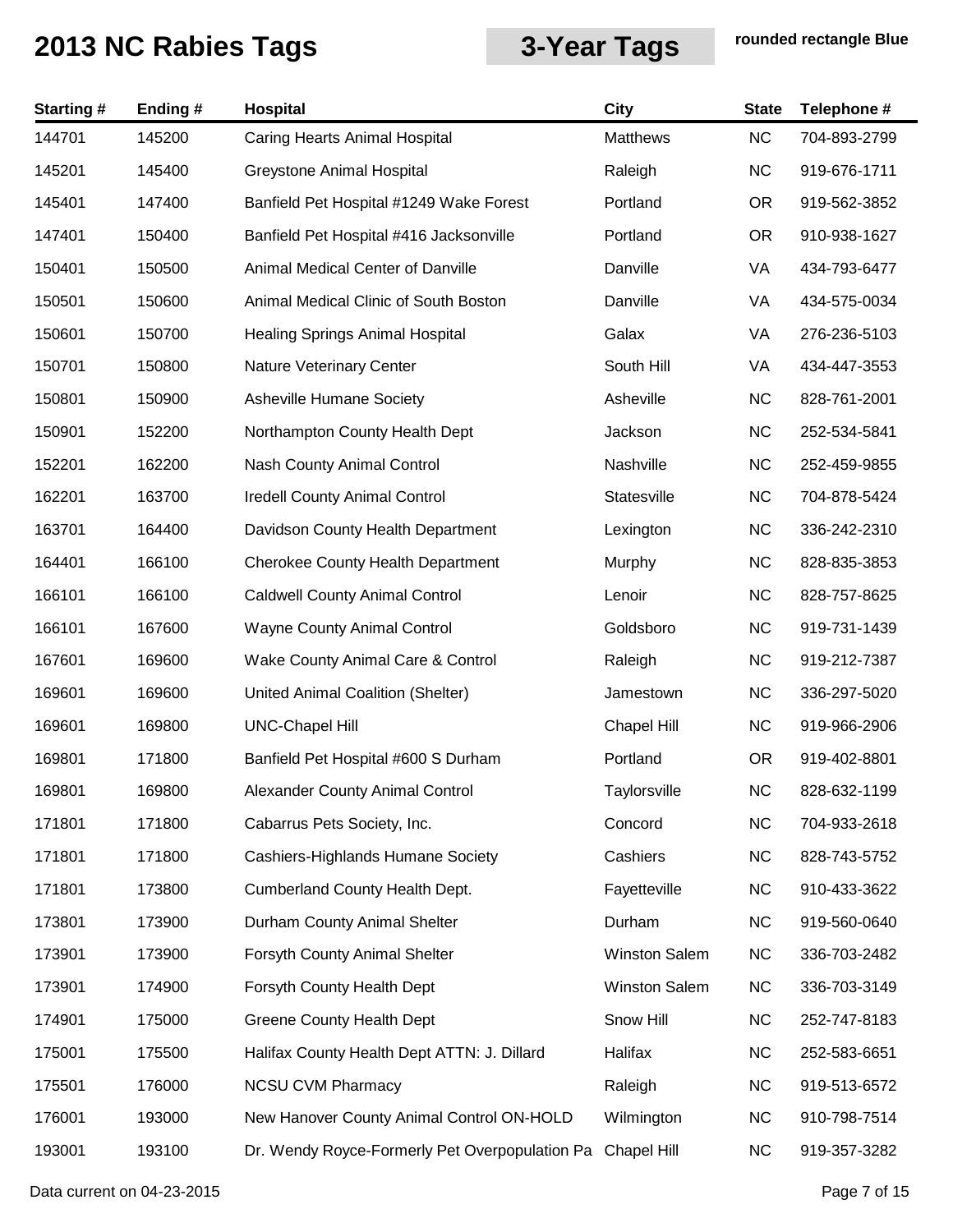# 2013 NC Rabies Tags

## 3-Year Tags

**rounded rectangle Blue**

| Starting # | Ending # | Hospital | City | State | Telephone # |
|---|---|---|---|---|---|
| 144701 | 145200 | Caring Hearts Animal Hospital | Matthews | NC | 704-893-2799 |
| 145201 | 145400 | Greystone Animal Hospital | Raleigh | NC | 919-676-1711 |
| 145401 | 147400 | Banfield Pet Hospital #1249 Wake Forest | Portland | OR | 919-562-3852 |
| 147401 | 150400 | Banfield Pet Hospital #416 Jacksonville | Portland | OR | 910-938-1627 |
| 150401 | 150500 | Animal Medical Center of Danville | Danville | VA | 434-793-6477 |
| 150501 | 150600 | Animal Medical Clinic of South Boston | Danville | VA | 434-575-0034 |
| 150601 | 150700 | Healing Springs Animal Hospital | Galax | VA | 276-236-5103 |
| 150701 | 150800 | Nature Veterinary Center | South Hill | VA | 434-447-3553 |
| 150801 | 150900 | Asheville Humane Society | Asheville | NC | 828-761-2001 |
| 150901 | 152200 | Northampton County Health Dept | Jackson | NC | 252-534-5841 |
| 152201 | 162200 | Nash County Animal Control | Nashville | NC | 252-459-9855 |
| 162201 | 163700 | Iredell County Animal Control | Statesville | NC | 704-878-5424 |
| 163701 | 164400 | Davidson County Health Department | Lexington | NC | 336-242-2310 |
| 164401 | 166100 | Cherokee County Health Department | Murphy | NC | 828-835-3853 |
| 166101 | 166100 | Caldwell County Animal Control | Lenoir | NC | 828-757-8625 |
| 166101 | 167600 | Wayne County Animal Control | Goldsboro | NC | 919-731-1439 |
| 167601 | 169600 | Wake County Animal Care & Control | Raleigh | NC | 919-212-7387 |
| 169601 | 169600 | United Animal Coalition (Shelter) | Jamestown | NC | 336-297-5020 |
| 169601 | 169800 | UNC-Chapel Hill | Chapel Hill | NC | 919-966-2906 |
| 169801 | 171800 | Banfield Pet Hospital #600 S Durham | Portland | OR | 919-402-8801 |
| 169801 | 169800 | Alexander County Animal Control | Taylorsville | NC | 828-632-1199 |
| 171801 | 171800 | Cabarrus Pets Society, Inc. | Concord | NC | 704-933-2618 |
| 171801 | 171800 | Cashiers-Highlands Humane Society | Cashiers | NC | 828-743-5752 |
| 171801 | 173800 | Cumberland County Health Dept. | Fayetteville | NC | 910-433-3622 |
| 173801 | 173900 | Durham County Animal Shelter | Durham | NC | 919-560-0640 |
| 173901 | 173900 | Forsyth County Animal Shelter | Winston Salem | NC | 336-703-2482 |
| 173901 | 174900 | Forsyth County Health Dept | Winston Salem | NC | 336-703-3149 |
| 174901 | 175000 | Greene County Health Dept | Snow Hill | NC | 252-747-8183 |
| 175001 | 175500 | Halifax County Health Dept ATTN: J. Dillard | Halifax | NC | 252-583-6651 |
| 175501 | 176000 | NCSU CVM Pharmacy | Raleigh | NC | 919-513-6572 |
| 176001 | 193000 | New Hanover County Animal Control ON-HOLD | Wilmington | NC | 910-798-7514 |
| 193001 | 193100 | Dr. Wendy Royce-Formerly Pet Overpopulation Pa | Chapel Hill | NC | 919-357-3282 |

Data current on 04-23-2015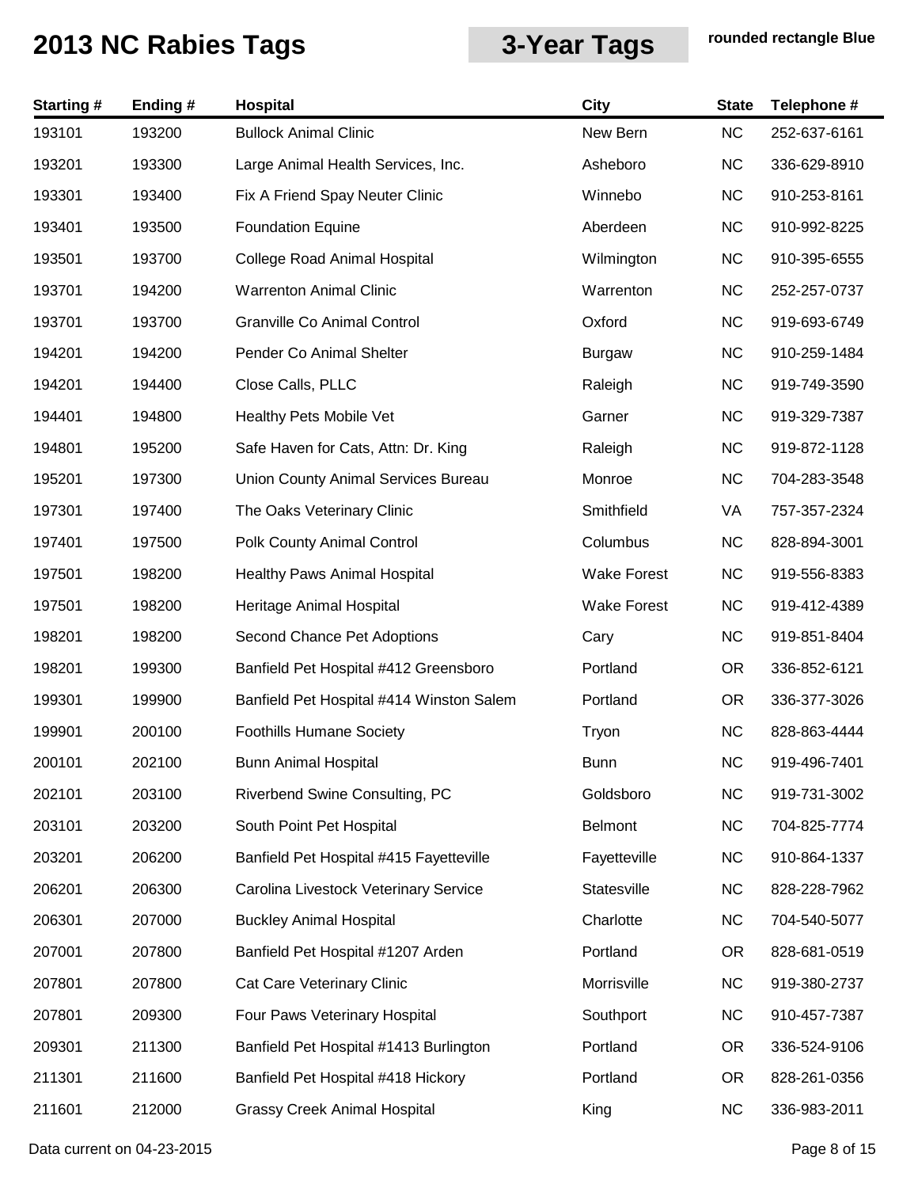# 2013 NC Rabies Tags

## 3-Year Tags

**rounded rectangle Blue**

| Starting # | Ending # | Hospital | City | State | Telephone # |
|---|---|---|---|---|---|
| 193101 | 193200 | Bullock Animal Clinic | New Bern | NC | 252-637-6161 |
| 193201 | 193300 | Large Animal Health Services, Inc. | Asheboro | NC | 336-629-8910 |
| 193301 | 193400 | Fix A Friend Spay Neuter Clinic | Winnebo | NC | 910-253-8161 |
| 193401 | 193500 | Foundation Equine | Aberdeen | NC | 910-992-8225 |
| 193501 | 193700 | College Road Animal Hospital | Wilmington | NC | 910-395-6555 |
| 193701 | 194200 | Warrenton Animal Clinic | Warrenton | NC | 252-257-0737 |
| 193701 | 193700 | Granville Co Animal Control | Oxford | NC | 919-693-6749 |
| 194201 | 194200 | Pender Co Animal Shelter | Burgaw | NC | 910-259-1484 |
| 194201 | 194400 | Close Calls, PLLC | Raleigh | NC | 919-749-3590 |
| 194401 | 194800 | Healthy Pets Mobile Vet | Garner | NC | 919-329-7387 |
| 194801 | 195200 | Safe Haven for Cats, Attn: Dr. King | Raleigh | NC | 919-872-1128 |
| 195201 | 197300 | Union County Animal Services Bureau | Monroe | NC | 704-283-3548 |
| 197301 | 197400 | The Oaks Veterinary Clinic | Smithfield | VA | 757-357-2324 |
| 197401 | 197500 | Polk County Animal Control | Columbus | NC | 828-894-3001 |
| 197501 | 198200 | Healthy Paws Animal Hospital | Wake Forest | NC | 919-556-8383 |
| 197501 | 198200 | Heritage Animal Hospital | Wake Forest | NC | 919-412-4389 |
| 198201 | 198200 | Second Chance Pet Adoptions | Cary | NC | 919-851-8404 |
| 198201 | 199300 | Banfield Pet Hospital #412 Greensboro | Portland | OR | 336-852-6121 |
| 199301 | 199900 | Banfield Pet Hospital #414 Winston Salem | Portland | OR | 336-377-3026 |
| 199901 | 200100 | Foothills Humane Society | Tryon | NC | 828-863-4444 |
| 200101 | 202100 | Bunn Animal Hospital | Bunn | NC | 919-496-7401 |
| 202101 | 203100 | Riverbend Swine Consulting, PC | Goldsboro | NC | 919-731-3002 |
| 203101 | 203200 | South Point Pet Hospital | Belmont | NC | 704-825-7774 |
| 203201 | 206200 | Banfield Pet Hospital #415 Fayetteville | Fayetteville | NC | 910-864-1337 |
| 206201 | 206300 | Carolina Livestock Veterinary Service | Statesville | NC | 828-228-7962 |
| 206301 | 207000 | Buckley Animal Hospital | Charlotte | NC | 704-540-5077 |
| 207001 | 207800 | Banfield Pet Hospital #1207 Arden | Portland | OR | 828-681-0519 |
| 207801 | 207800 | Cat Care Veterinary Clinic | Morrisville | NC | 919-380-2737 |
| 207801 | 209300 | Four Paws Veterinary Hospital | Southport | NC | 910-457-7387 |
| 209301 | 211300 | Banfield Pet Hospital #1413 Burlington | Portland | OR | 336-524-9106 |
| 211301 | 211600 | Banfield Pet Hospital #418 Hickory | Portland | OR | 828-261-0356 |
| 211601 | 212000 | Grassy Creek Animal Hospital | King | NC | 336-983-2011 |

Data current on 04-23-2015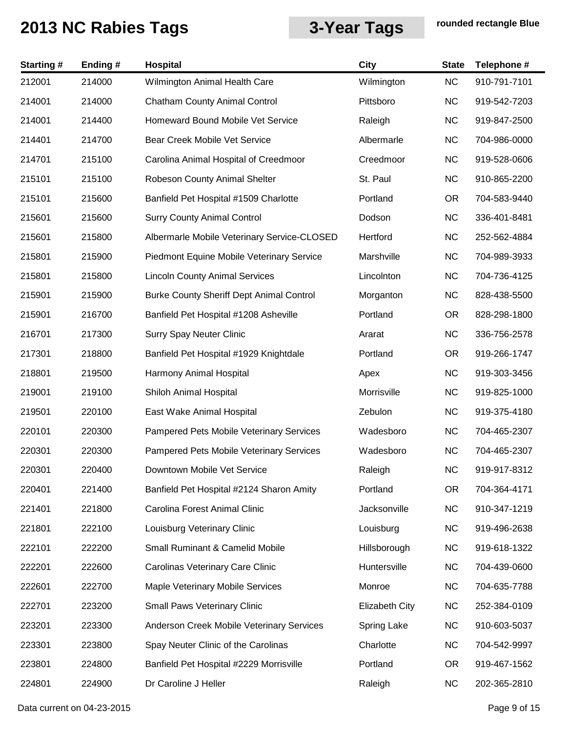# 2013 NC Rabies Tags

## 3-Year Tags

**rounded rectangle Blue**

| Starting # | Ending # | Hospital | City | State | Telephone # |
|---|---|---|---|---|---|
| 212001 | 214000 | Wilmington Animal Health Care | Wilmington | NC | 910-791-7101 |
| 214001 | 214000 | Chatham County Animal Control | Pittsboro | NC | 919-542-7203 |
| 214001 | 214400 | Homeward Bound Mobile Vet Service | Raleigh | NC | 919-847-2500 |
| 214401 | 214700 | Bear Creek Mobile Vet Service | Albermarle | NC | 704-986-0000 |
| 214701 | 215100 | Carolina Animal Hospital of Creedmoor | Creedmoor | NC | 919-528-0606 |
| 215101 | 215100 | Robeson County Animal Shelter | St. Paul | NC | 910-865-2200 |
| 215101 | 215600 | Banfield Pet Hospital #1509 Charlotte | Portland | OR | 704-583-9440 |
| 215601 | 215600 | Surry County Animal Control | Dodson | NC | 336-401-8481 |
| 215601 | 215800 | Albermarle Mobile Veterinary Service-CLOSED | Hertford | NC | 252-562-4884 |
| 215801 | 215900 | Piedmont Equine Mobile Veterinary Service | Marshville | NC | 704-989-3933 |
| 215801 | 215800 | Lincoln County Animal Services | Lincolnton | NC | 704-736-4125 |
| 215901 | 215900 | Burke County Sheriff Dept Animal Control | Morganton | NC | 828-438-5500 |
| 215901 | 216700 | Banfield Pet Hospital #1208 Asheville | Portland | OR | 828-298-1800 |
| 216701 | 217300 | Surry Spay Neuter Clinic | Ararat | NC | 336-756-2578 |
| 217301 | 218800 | Banfield Pet Hospital #1929 Knightdale | Portland | OR | 919-266-1747 |
| 218801 | 219500 | Harmony Animal Hospital | Apex | NC | 919-303-3456 |
| 219001 | 219100 | Shiloh Animal Hospital | Morrisville | NC | 919-825-1000 |
| 219501 | 220100 | East Wake Animal Hospital | Zebulon | NC | 919-375-4180 |
| 220101 | 220300 | Pampered Pets Mobile Veterinary Services | Wadesboro | NC | 704-465-2307 |
| 220301 | 220300 | Pampered Pets Mobile Veterinary Services | Wadesboro | NC | 704-465-2307 |
| 220301 | 220400 | Downtown Mobile Vet Service | Raleigh | NC | 919-917-8312 |
| 220401 | 221400 | Banfield Pet Hospital #2124 Sharon Amity | Portland | OR | 704-364-4171 |
| 221401 | 221800 | Carolina Forest Animal Clinic | Jacksonville | NC | 910-347-1219 |
| 221801 | 222100 | Louisburg Veterinary Clinic | Louisburg | NC | 919-496-2638 |
| 222101 | 222200 | Small Ruminant & Camelid Mobile | Hillsborough | NC | 919-618-1322 |
| 222201 | 222600 | Carolinas Veterinary Care Clinic | Huntersville | NC | 704-439-0600 |
| 222601 | 222700 | Maple Veterinary Mobile Services | Monroe | NC | 704-635-7788 |
| 222701 | 223200 | Small Paws Veterinary Clinic | Elizabeth City | NC | 252-384-0109 |
| 223201 | 223300 | Anderson Creek Mobile Veterinary Services | Spring Lake | NC | 910-603-5037 |
| 223301 | 223800 | Spay Neuter Clinic of the Carolinas | Charlotte | NC | 704-542-9997 |
| 223801 | 224800 | Banfield Pet Hospital #2229 Morrisville | Portland | OR | 919-467-1562 |
| 224801 | 224900 | Dr Caroline J Heller | Raleigh | NC | 202-365-2810 |

Data current on 04-23-2015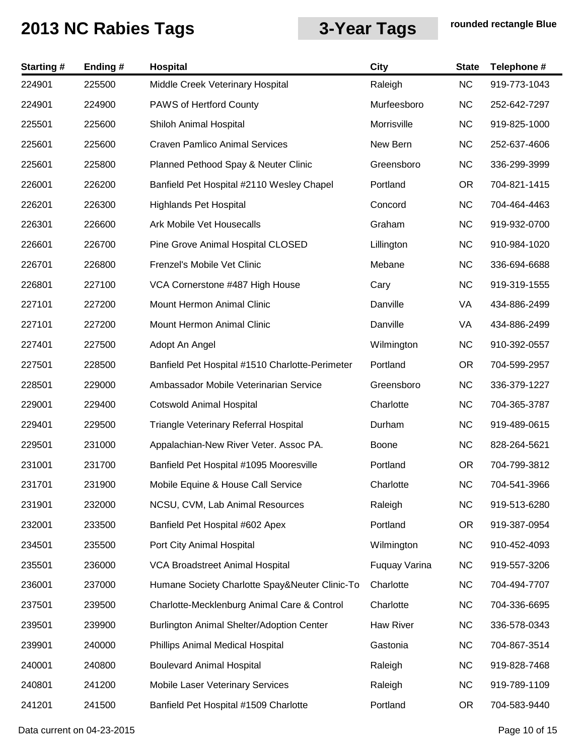# 2013 NC Rabies Tags

## 3-Year Tags

**rounded rectangle Blue**

| Starting # | Ending # | Hospital | City | State | Telephone # |
|---|---|---|---|---|---|
| 224901 | 225500 | Middle Creek Veterinary Hospital | Raleigh | NC | 919-773-1043 |
| 224901 | 224900 | PAWS of Hertford County | Murfeesboro | NC | 252-642-7297 |
| 225501 | 225600 | Shiloh Animal Hospital | Morrisville | NC | 919-825-1000 |
| 225601 | 225600 | Craven Pamlico Animal Services | New Bern | NC | 252-637-4606 |
| 225601 | 225800 | Planned Pethood Spay & Neuter Clinic | Greensboro | NC | 336-299-3999 |
| 226001 | 226200 | Banfield Pet Hospital #2110 Wesley Chapel | Portland | OR | 704-821-1415 |
| 226201 | 226300 | Highlands Pet Hospital | Concord | NC | 704-464-4463 |
| 226301 | 226600 | Ark Mobile Vet Housecalls | Graham | NC | 919-932-0700 |
| 226601 | 226700 | Pine Grove Animal Hospital CLOSED | Lillington | NC | 910-984-1020 |
| 226701 | 226800 | Frenzel's Mobile Vet Clinic | Mebane | NC | 336-694-6688 |
| 226801 | 227100 | VCA Cornerstone #487 High House | Cary | NC | 919-319-1555 |
| 227101 | 227200 | Mount Hermon Animal Clinic | Danville | VA | 434-886-2499 |
| 227101 | 227200 | Mount Hermon Animal Clinic | Danville | VA | 434-886-2499 |
| 227401 | 227500 | Adopt An Angel | Wilmington | NC | 910-392-0557 |
| 227501 | 228500 | Banfield Pet Hospital #1510 Charlotte-Perimeter | Portland | OR | 704-599-2957 |
| 228501 | 229000 | Ambassador Mobile Veterinarian Service | Greensboro | NC | 336-379-1227 |
| 229001 | 229400 | Cotswold Animal Hospital | Charlotte | NC | 704-365-3787 |
| 229401 | 229500 | Triangle Veterinary Referral Hospital | Durham | NC | 919-489-0615 |
| 229501 | 231000 | Appalachian-New River Veter. Assoc PA. | Boone | NC | 828-264-5621 |
| 231001 | 231700 | Banfield Pet Hospital #1095 Mooresville | Portland | OR | 704-799-3812 |
| 231701 | 231900 | Mobile Equine & House Call Service | Charlotte | NC | 704-541-3966 |
| 231901 | 232000 | NCSU, CVM, Lab Animal Resources | Raleigh | NC | 919-513-6280 |
| 232001 | 233500 | Banfield Pet Hospital #602 Apex | Portland | OR | 919-387-0954 |
| 234501 | 235500 | Port City Animal Hospital | Wilmington | NC | 910-452-4093 |
| 235501 | 236000 | VCA Broadstreet Animal Hospital | Fuquay Varina | NC | 919-557-3206 |
| 236001 | 237000 | Humane Society Charlotte Spay&Neuter Clinic-To | Charlotte | NC | 704-494-7707 |
| 237501 | 239500 | Charlotte-Mecklenburg Animal Care & Control | Charlotte | NC | 704-336-6695 |
| 239501 | 239900 | Burlington Animal Shelter/Adoption Center | Haw River | NC | 336-578-0343 |
| 239901 | 240000 | Phillips Animal Medical Hospital | Gastonia | NC | 704-867-3514 |
| 240001 | 240800 | Boulevard Animal Hospital | Raleigh | NC | 919-828-7468 |
| 240801 | 241200 | Mobile Laser Veterinary Services | Raleigh | NC | 919-789-1109 |
| 241201 | 241500 | Banfield Pet Hospital #1509 Charlotte | Portland | OR | 704-583-9440 |

Data current on 04-23-2015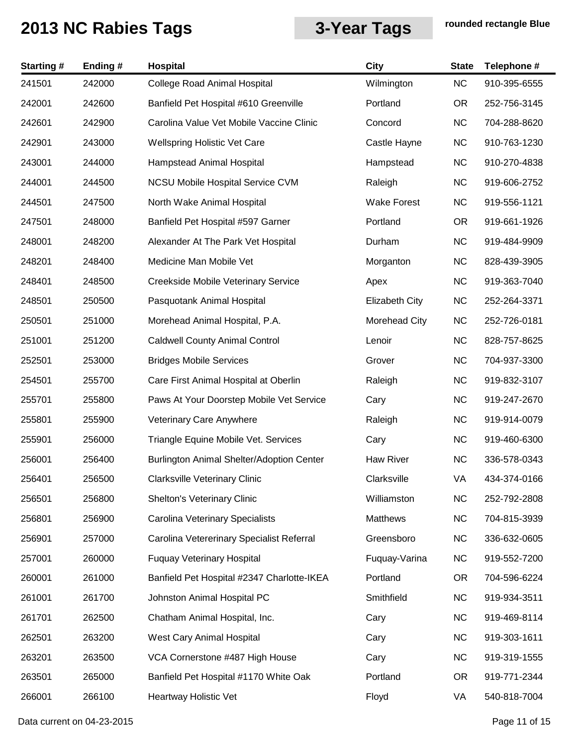# 2013 NC Rabies Tags

## 3-Year Tags

**rounded rectangle Blue**

| Starting # | Ending # | Hospital | City | State | Telephone # |
|---|---|---|---|---|---|
| 241501 | 242000 | College Road Animal Hospital | Wilmington | NC | 910-395-6555 |
| 242001 | 242600 | Banfield Pet Hospital #610 Greenville | Portland | OR | 252-756-3145 |
| 242601 | 242900 | Carolina Value Vet Mobile Vaccine Clinic | Concord | NC | 704-288-8620 |
| 242901 | 243000 | Wellspring Holistic Vet Care | Castle Hayne | NC | 910-763-1230 |
| 243001 | 244000 | Hampstead Animal Hospital | Hampstead | NC | 910-270-4838 |
| 244001 | 244500 | NCSU Mobile Hospital Service CVM | Raleigh | NC | 919-606-2752 |
| 244501 | 247500 | North Wake Animal Hospital | Wake Forest | NC | 919-556-1121 |
| 247501 | 248000 | Banfield Pet Hospital #597 Garner | Portland | OR | 919-661-1926 |
| 248001 | 248200 | Alexander At The Park Vet Hospital | Durham | NC | 919-484-9909 |
| 248201 | 248400 | Medicine Man Mobile Vet | Morganton | NC | 828-439-3905 |
| 248401 | 248500 | Creekside Mobile Veterinary Service | Apex | NC | 919-363-7040 |
| 248501 | 250500 | Pasquotank Animal Hospital | Elizabeth City | NC | 252-264-3371 |
| 250501 | 251000 | Morehead Animal Hospital, P.A. | Morehead City | NC | 252-726-0181 |
| 251001 | 251200 | Caldwell County Animal Control | Lenoir | NC | 828-757-8625 |
| 252501 | 253000 | Bridges Mobile Services | Grover | NC | 704-937-3300 |
| 254501 | 255700 | Care First Animal Hospital at Oberlin | Raleigh | NC | 919-832-3107 |
| 255701 | 255800 | Paws At Your Doorstep Mobile Vet Service | Cary | NC | 919-247-2670 |
| 255801 | 255900 | Veterinary Care Anywhere | Raleigh | NC | 919-914-0079 |
| 255901 | 256000 | Triangle Equine Mobile Vet. Services | Cary | NC | 919-460-6300 |
| 256001 | 256400 | Burlington Animal Shelter/Adoption Center | Haw River | NC | 336-578-0343 |
| 256401 | 256500 | Clarksville Veterinary Clinic | Clarksville | VA | 434-374-0166 |
| 256501 | 256800 | Shelton's Veterinary Clinic | Williamston | NC | 252-792-2808 |
| 256801 | 256900 | Carolina Veterinary Specialists | Matthews | NC | 704-815-3939 |
| 256901 | 257000 | Carolina Vetererinary Specialist Referral | Greensboro | NC | 336-632-0605 |
| 257001 | 260000 | Fuquay Veterinary Hospital | Fuquay-Varina | NC | 919-552-7200 |
| 260001 | 261000 | Banfield Pet Hospital #2347 Charlotte-IKEA | Portland | OR | 704-596-6224 |
| 261001 | 261700 | Johnston Animal Hospital PC | Smithfield | NC | 919-934-3511 |
| 261701 | 262500 | Chatham Animal Hospital, Inc. | Cary | NC | 919-469-8114 |
| 262501 | 263200 | West Cary Animal Hospital | Cary | NC | 919-303-1611 |
| 263201 | 263500 | VCA Cornerstone #487 High House | Cary | NC | 919-319-1555 |
| 263501 | 265000 | Banfield Pet Hospital #1170 White Oak | Portland | OR | 919-771-2344 |
| 266001 | 266100 | Heartway Holistic Vet | Floyd | VA | 540-818-7004 |

Data current on 04-23-2015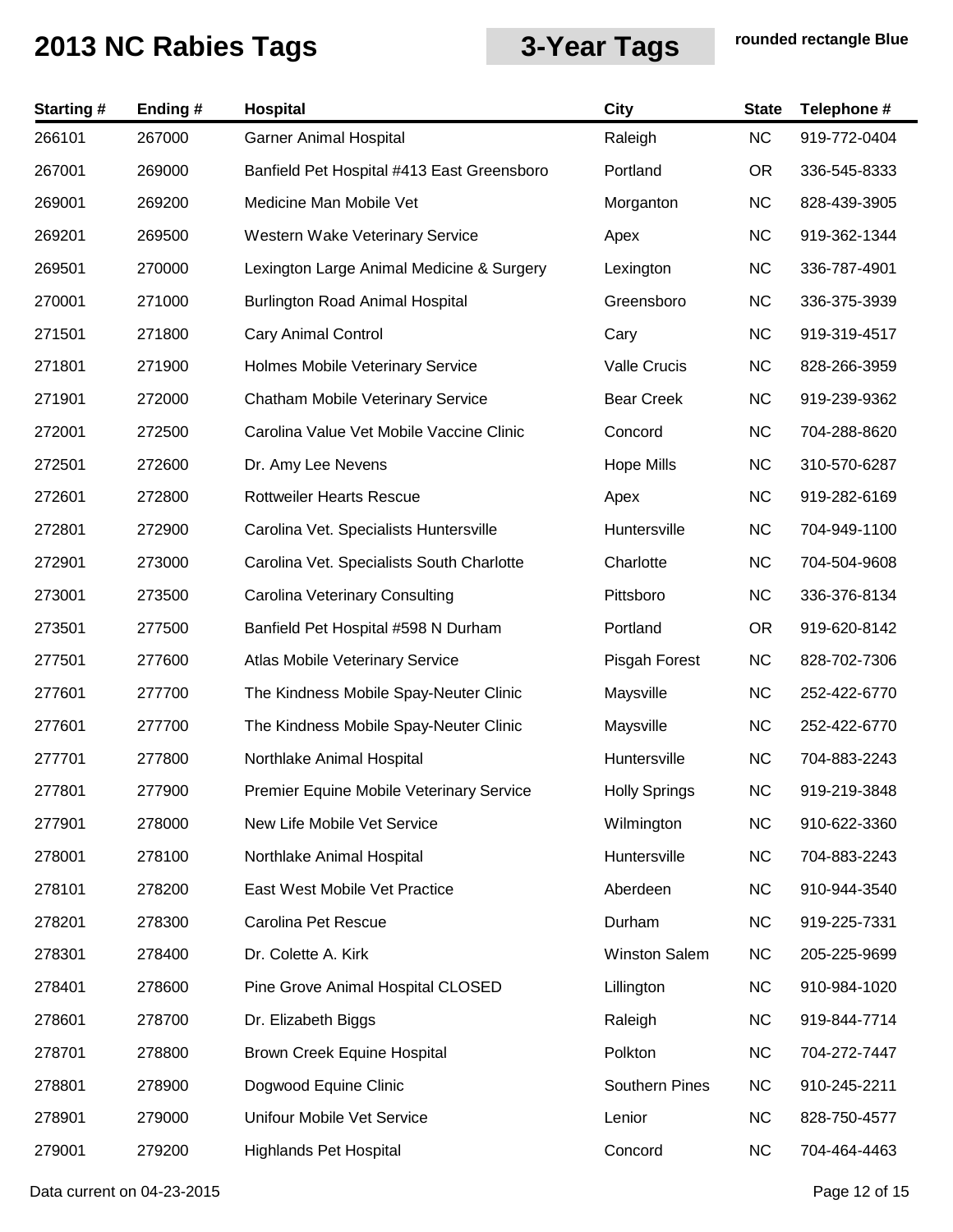# 2013 NC Rabies Tags

## 3-Year Tags

**rounded rectangle Blue**

| Starting # | Ending # | Hospital | City | State | Telephone # |
|---|---|---|---|---|---|
| 266101 | 267000 | Garner Animal Hospital | Raleigh | NC | 919-772-0404 |
| 267001 | 269000 | Banfield Pet Hospital #413 East Greensboro | Portland | OR | 336-545-8333 |
| 269001 | 269200 | Medicine Man Mobile Vet | Morganton | NC | 828-439-3905 |
| 269201 | 269500 | Western Wake Veterinary Service | Apex | NC | 919-362-1344 |
| 269501 | 270000 | Lexington Large Animal Medicine & Surgery | Lexington | NC | 336-787-4901 |
| 270001 | 271000 | Burlington Road Animal Hospital | Greensboro | NC | 336-375-3939 |
| 271501 | 271800 | Cary Animal Control | Cary | NC | 919-319-4517 |
| 271801 | 271900 | Holmes Mobile Veterinary Service | Valle Crucis | NC | 828-266-3959 |
| 271901 | 272000 | Chatham Mobile Veterinary Service | Bear Creek | NC | 919-239-9362 |
| 272001 | 272500 | Carolina Value Vet Mobile Vaccine Clinic | Concord | NC | 704-288-8620 |
| 272501 | 272600 | Dr. Amy Lee Nevens | Hope Mills | NC | 310-570-6287 |
| 272601 | 272800 | Rottweiler Hearts Rescue | Apex | NC | 919-282-6169 |
| 272801 | 272900 | Carolina Vet. Specialists Huntersville | Huntersville | NC | 704-949-1100 |
| 272901 | 273000 | Carolina Vet. Specialists South Charlotte | Charlotte | NC | 704-504-9608 |
| 273001 | 273500 | Carolina Veterinary Consulting | Pittsboro | NC | 336-376-8134 |
| 273501 | 277500 | Banfield Pet Hospital #598 N Durham | Portland | OR | 919-620-8142 |
| 277501 | 277600 | Atlas Mobile Veterinary Service | Pisgah Forest | NC | 828-702-7306 |
| 277601 | 277700 | The Kindness Mobile Spay-Neuter Clinic | Maysville | NC | 252-422-6770 |
| 277601 | 277700 | The Kindness Mobile Spay-Neuter Clinic | Maysville | NC | 252-422-6770 |
| 277701 | 277800 | Northlake Animal Hospital | Huntersville | NC | 704-883-2243 |
| 277801 | 277900 | Premier Equine Mobile Veterinary Service | Holly Springs | NC | 919-219-3848 |
| 277901 | 278000 | New Life Mobile Vet Service | Wilmington | NC | 910-622-3360 |
| 278001 | 278100 | Northlake Animal Hospital | Huntersville | NC | 704-883-2243 |
| 278101 | 278200 | East West Mobile Vet Practice | Aberdeen | NC | 910-944-3540 |
| 278201 | 278300 | Carolina Pet Rescue | Durham | NC | 919-225-7331 |
| 278301 | 278400 | Dr. Colette A. Kirk | Winston Salem | NC | 205-225-9699 |
| 278401 | 278600 | Pine Grove Animal Hospital CLOSED | Lillington | NC | 910-984-1020 |
| 278601 | 278700 | Dr. Elizabeth Biggs | Raleigh | NC | 919-844-7714 |
| 278701 | 278800 | Brown Creek Equine Hospital | Polkton | NC | 704-272-7447 |
| 278801 | 278900 | Dogwood Equine Clinic | Southern Pines | NC | 910-245-2211 |
| 278901 | 279000 | Unifour Mobile Vet Service | Lenior | NC | 828-750-4577 |
| 279001 | 279200 | Highlands Pet Hospital | Concord | NC | 704-464-4463 |

Data current on 04-23-2015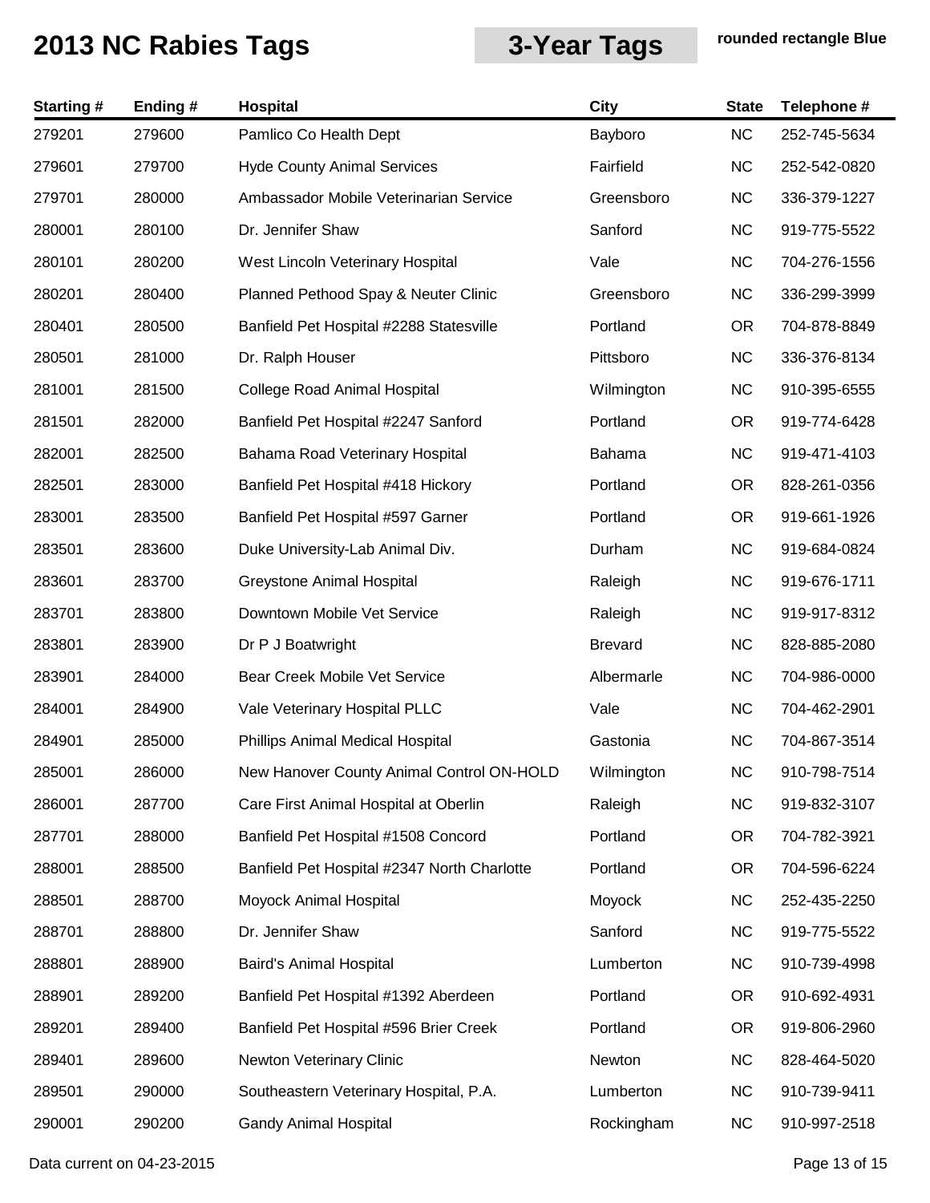# 2013 NC Rabies Tags

**3-Year Tags** **rounded rectangle Blue**

| Starting # | Ending # | Hospital | City | State | Telephone # |
|---|---|---|---|---|---|
| 279201 | 279600 | Pamlico Co Health Dept | Bayboro | NC | 252-745-5634 |
| 279601 | 279700 | Hyde County Animal Services | Fairfield | NC | 252-542-0820 |
| 279701 | 280000 | Ambassador Mobile Veterinarian Service | Greensboro | NC | 336-379-1227 |
| 280001 | 280100 | Dr. Jennifer Shaw | Sanford | NC | 919-775-5522 |
| 280101 | 280200 | West Lincoln Veterinary Hospital | Vale | NC | 704-276-1556 |
| 280201 | 280400 | Planned Pethood Spay & Neuter Clinic | Greensboro | NC | 336-299-3999 |
| 280401 | 280500 | Banfield Pet Hospital #2288 Statesville | Portland | OR | 704-878-8849 |
| 280501 | 281000 | Dr. Ralph Houser | Pittsboro | NC | 336-376-8134 |
| 281001 | 281500 | College Road Animal Hospital | Wilmington | NC | 910-395-6555 |
| 281501 | 282000 | Banfield Pet Hospital #2247 Sanford | Portland | OR | 919-774-6428 |
| 282001 | 282500 | Bahama Road Veterinary Hospital | Bahama | NC | 919-471-4103 |
| 282501 | 283000 | Banfield Pet Hospital #418 Hickory | Portland | OR | 828-261-0356 |
| 283001 | 283500 | Banfield Pet Hospital #597 Garner | Portland | OR | 919-661-1926 |
| 283501 | 283600 | Duke University-Lab Animal Div. | Durham | NC | 919-684-0824 |
| 283601 | 283700 | Greystone Animal Hospital | Raleigh | NC | 919-676-1711 |
| 283701 | 283800 | Downtown Mobile Vet Service | Raleigh | NC | 919-917-8312 |
| 283801 | 283900 | Dr P J Boatwright | Brevard | NC | 828-885-2080 |
| 283901 | 284000 | Bear Creek Mobile Vet Service | Albermarle | NC | 704-986-0000 |
| 284001 | 284900 | Vale Veterinary Hospital PLLC | Vale | NC | 704-462-2901 |
| 284901 | 285000 | Phillips Animal Medical Hospital | Gastonia | NC | 704-867-3514 |
| 285001 | 286000 | New Hanover County Animal Control ON-HOLD | Wilmington | NC | 910-798-7514 |
| 286001 | 287700 | Care First Animal Hospital at Oberlin | Raleigh | NC | 919-832-3107 |
| 287701 | 288000 | Banfield Pet Hospital #1508 Concord | Portland | OR | 704-782-3921 |
| 288001 | 288500 | Banfield Pet Hospital #2347 North Charlotte | Portland | OR | 704-596-6224 |
| 288501 | 288700 | Moyock Animal Hospital | Moyock | NC | 252-435-2250 |
| 288701 | 288800 | Dr. Jennifer Shaw | Sanford | NC | 919-775-5522 |
| 288801 | 288900 | Baird's Animal Hospital | Lumberton | NC | 910-739-4998 |
| 288901 | 289200 | Banfield Pet Hospital #1392 Aberdeen | Portland | OR | 910-692-4931 |
| 289201 | 289400 | Banfield Pet Hospital #596 Brier Creek | Portland | OR | 919-806-2960 |
| 289401 | 289600 | Newton Veterinary Clinic | Newton | NC | 828-464-5020 |
| 289501 | 290000 | Southeastern Veterinary Hospital, P.A. | Lumberton | NC | 910-739-9411 |
| 290001 | 290200 | Gandy Animal Hospital | Rockingham | NC | 910-997-2518 |

Data current on 04-23-2015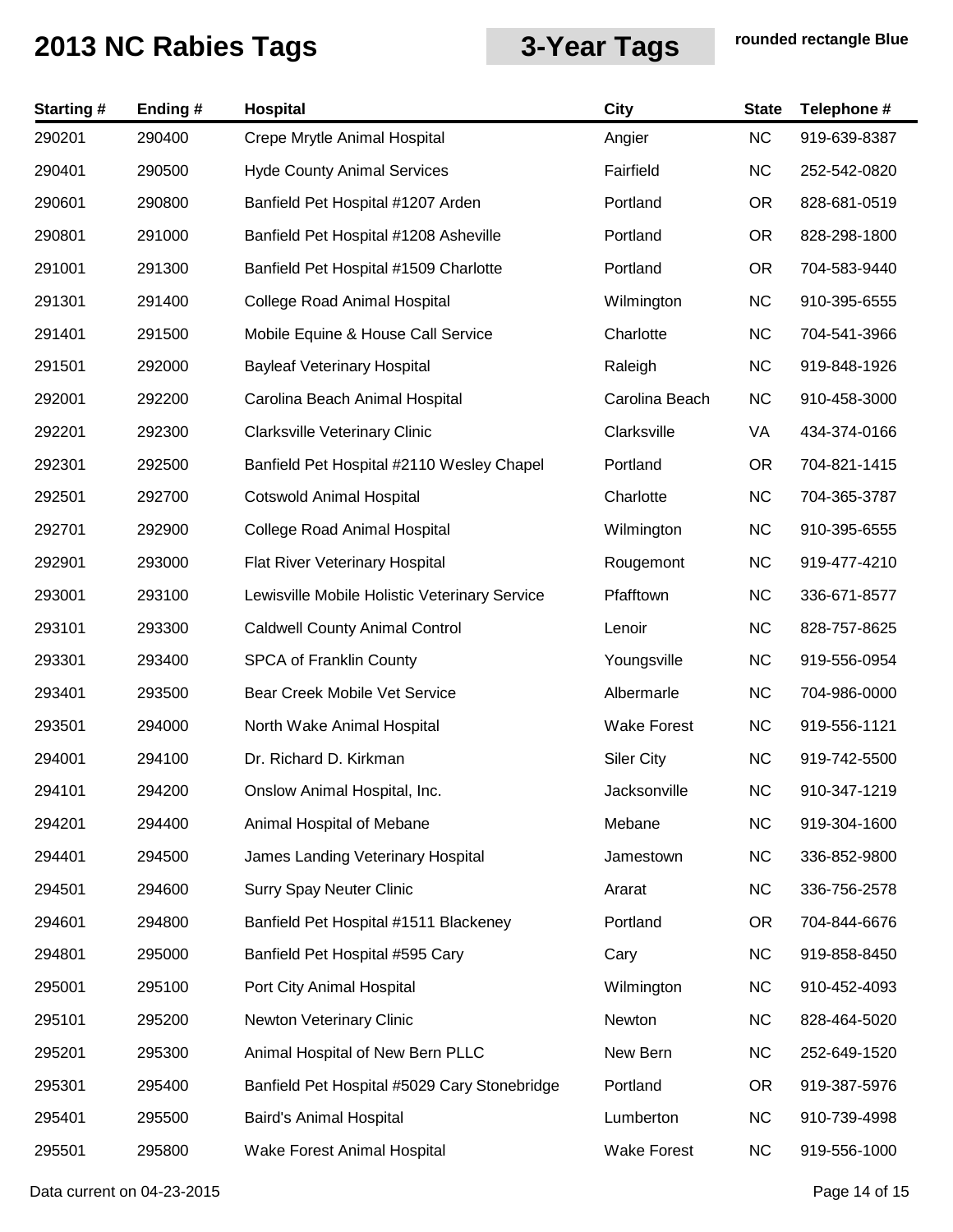# 2013 NC Rabies Tags

**3-Year Tags** **rounded rectangle Blue**

| Starting # | Ending # | Hospital | City | State | Telephone # |
|---|---|---|---|---|---|
| 290201 | 290400 | Crepe Mrytle Animal Hospital | Angier | NC | 919-639-8387 |
| 290401 | 290500 | Hyde County Animal Services | Fairfield | NC | 252-542-0820 |
| 290601 | 290800 | Banfield Pet Hospital #1207 Arden | Portland | OR | 828-681-0519 |
| 290801 | 291000 | Banfield Pet Hospital #1208 Asheville | Portland | OR | 828-298-1800 |
| 291001 | 291300 | Banfield Pet Hospital #1509 Charlotte | Portland | OR | 704-583-9440 |
| 291301 | 291400 | College Road Animal Hospital | Wilmington | NC | 910-395-6555 |
| 291401 | 291500 | Mobile Equine & House Call Service | Charlotte | NC | 704-541-3966 |
| 291501 | 292000 | Bayleaf Veterinary Hospital | Raleigh | NC | 919-848-1926 |
| 292001 | 292200 | Carolina Beach Animal Hospital | Carolina Beach | NC | 910-458-3000 |
| 292201 | 292300 | Clarksville Veterinary Clinic | Clarksville | VA | 434-374-0166 |
| 292301 | 292500 | Banfield Pet Hospital #2110 Wesley Chapel | Portland | OR | 704-821-1415 |
| 292501 | 292700 | Cotswold Animal Hospital | Charlotte | NC | 704-365-3787 |
| 292701 | 292900 | College Road Animal Hospital | Wilmington | NC | 910-395-6555 |
| 292901 | 293000 | Flat River Veterinary Hospital | Rougemont | NC | 919-477-4210 |
| 293001 | 293100 | Lewisville Mobile Holistic Veterinary Service | Pfafftown | NC | 336-671-8577 |
| 293101 | 293300 | Caldwell County Animal Control | Lenoir | NC | 828-757-8625 |
| 293301 | 293400 | SPCA of Franklin County | Youngsville | NC | 919-556-0954 |
| 293401 | 293500 | Bear Creek Mobile Vet Service | Albermarle | NC | 704-986-0000 |
| 293501 | 294000 | North Wake Animal Hospital | Wake Forest | NC | 919-556-1121 |
| 294001 | 294100 | Dr. Richard D. Kirkman | Siler City | NC | 919-742-5500 |
| 294101 | 294200 | Onslow Animal Hospital, Inc. | Jacksonville | NC | 910-347-1219 |
| 294201 | 294400 | Animal Hospital of Mebane | Mebane | NC | 919-304-1600 |
| 294401 | 294500 | James Landing Veterinary Hospital | Jamestown | NC | 336-852-9800 |
| 294501 | 294600 | Surry Spay Neuter Clinic | Ararat | NC | 336-756-2578 |
| 294601 | 294800 | Banfield Pet Hospital #1511 Blackeney | Portland | OR | 704-844-6676 |
| 294801 | 295000 | Banfield Pet Hospital #595 Cary | Cary | NC | 919-858-8450 |
| 295001 | 295100 | Port City Animal Hospital | Wilmington | NC | 910-452-4093 |
| 295101 | 295200 | Newton Veterinary Clinic | Newton | NC | 828-464-5020 |
| 295201 | 295300 | Animal Hospital of New Bern PLLC | New Bern | NC | 252-649-1520 |
| 295301 | 295400 | Banfield Pet Hospital #5029 Cary Stonebridge | Portland | OR | 919-387-5976 |
| 295401 | 295500 | Baird's Animal Hospital | Lumberton | NC | 910-739-4998 |
| 295501 | 295800 | Wake Forest Animal Hospital | Wake Forest | NC | 919-556-1000 |

Data current on 04-23-2015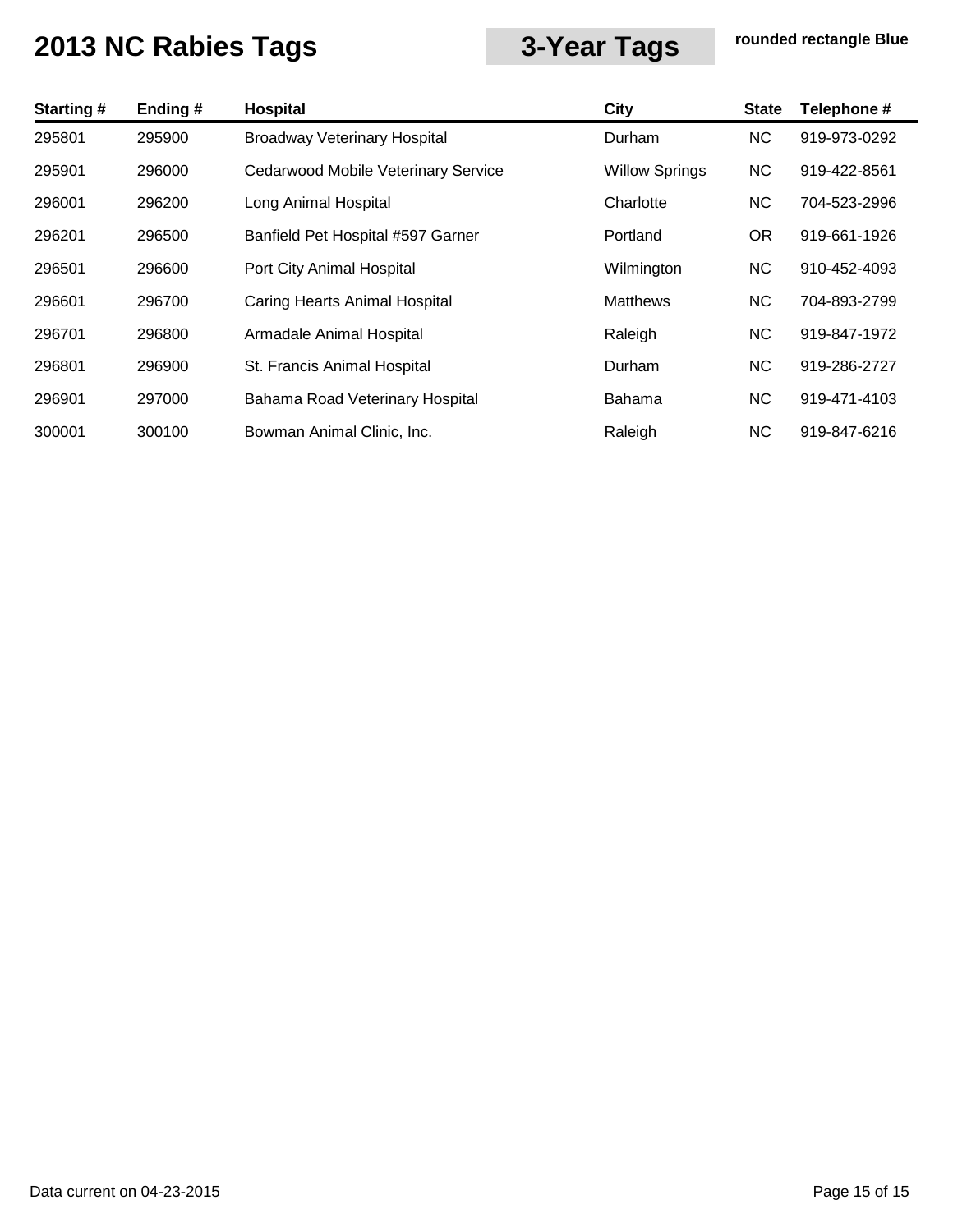# 2013 NC Rabies Tags

## 3-Year Tags

**rounded rectangle Blue**

| Starting # | Ending # | Hospital | City | State | Telephone # |
|---|---|---|---|---|---|
| 295801 | 295900 | Broadway Veterinary Hospital | Durham | NC | 919-973-0292 |
| 295901 | 296000 | Cedarwood Mobile Veterinary Service | Willow Springs | NC | 919-422-8561 |
| 296001 | 296200 | Long Animal Hospital | Charlotte | NC | 704-523-2996 |
| 296201 | 296500 | Banfield Pet Hospital #597 Garner | Portland | OR | 919-661-1926 |
| 296501 | 296600 | Port City Animal Hospital | Wilmington | NC | 910-452-4093 |
| 296601 | 296700 | Caring Hearts Animal Hospital | Matthews | NC | 704-893-2799 |
| 296701 | 296800 | Armadale Animal Hospital | Raleigh | NC | 919-847-1972 |
| 296801 | 296900 | St. Francis Animal Hospital | Durham | NC | 919-286-2727 |
| 296901 | 297000 | Bahama Road Veterinary Hospital | Bahama | NC | 919-471-4103 |
| 300001 | 300100 | Bowman Animal Clinic, Inc. | Raleigh | NC | 919-847-6216 |

Data current on 04-23-2015